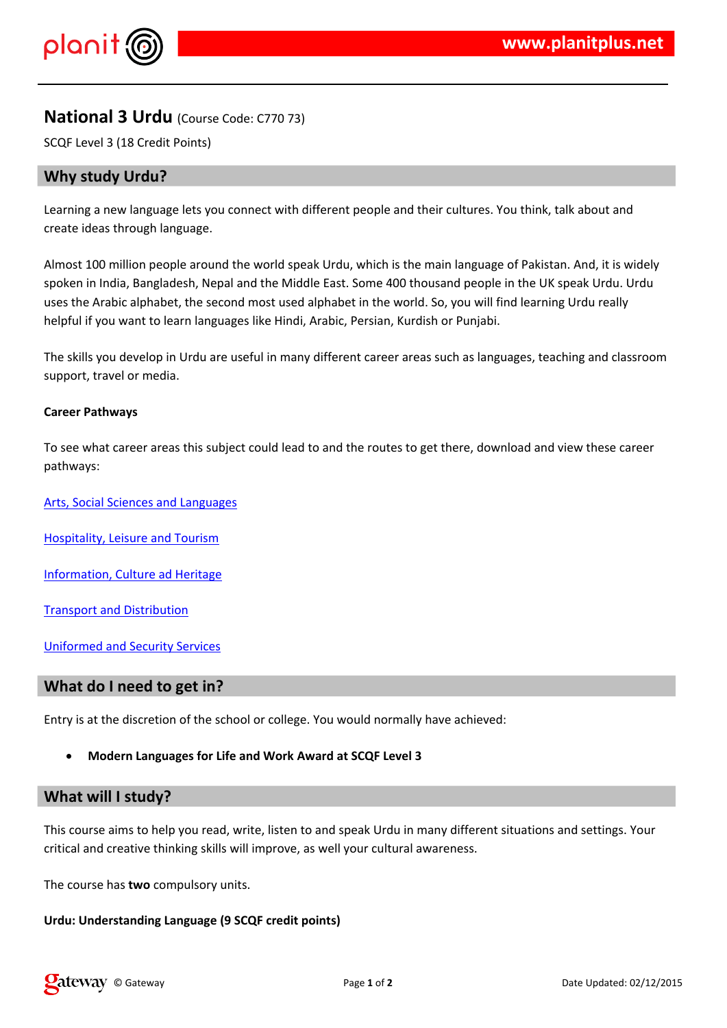# National 3 Urdu (Course Code: C770 73)

SCQF Level 3 (18 Credit Points)

## Why study Urdu?

Learning a new language lets you connect with different people and their cultures. You think, talk about and create ideas through language.

Almost 100 million people around the world speak Urdu, which is the main language of Pakistan. And, it is widely spoken in India, Bangladesh, Nepal and the Middle East. Some 400 thousand people in the UK speak Urdu. Urdu uses the Arabic alphabet, the second most used alphabet in the world. So, you will find learning Urdu really helpful if you want to learn languages like Hindi, Arabic, Persian, Kurdish or Punjabi.

The skills you develop in Urdu are useful in many different career areas such as languages, teaching and classroom support, travel or media.

**Career Pathways**

To see what career areas this subject could lead to and the routes to get there, download and view these career pathways:

Arts, Social Sciences and Languages

Hospitality, Leisure and Tourism

Information, Culture ad Heritage

Transport and Distribution

Uniformed and Security Services

## What do I need to get in?

Entry is at the discretion of the school or college. You would normally have achieved:

- **Modern Languages for Life and Work Award at SCQF Level 3**

## What will I study?

This course aims to help you read, write, listen to and speak Urdu in many different situations and settings. Your critical and creative thinking skills will improve, as well your cultural awareness.

The course has **two** compulsory units.

**Urdu: Understanding Language (9 SCQF credit points)**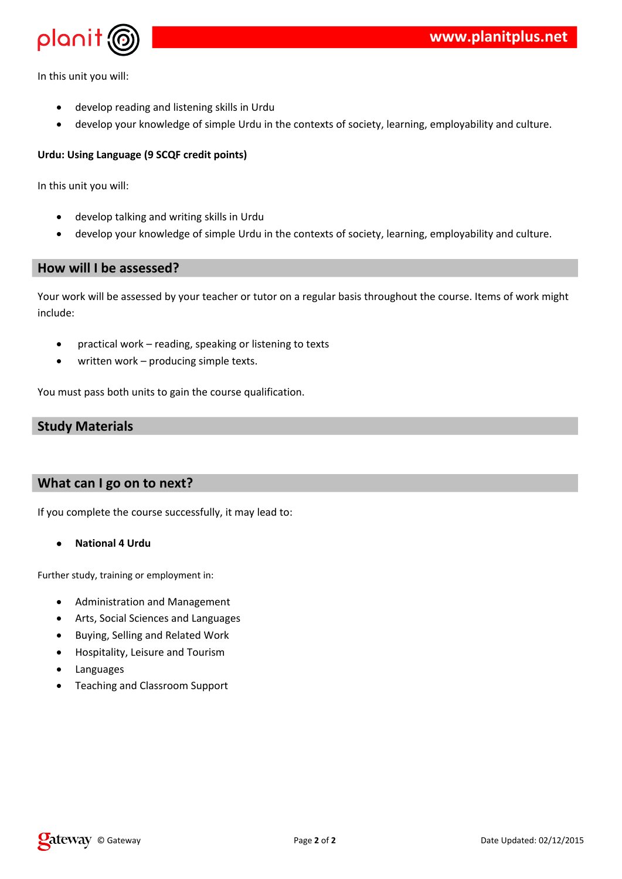In this unit you will:

- develop reading and listening skills in Urdu
- develop your knowledge of simple Urdu in the contexts of society, learning, employability and culture.

**Urdu: Using Language (9 SCQF credit points)**

In this unit you will:

- develop talking and writing skills in Urdu
- develop your knowledge of simple Urdu in the contexts of society, learning, employability and culture.

## How will I be assessed?

Your work will be assessed by your teacher or tutor on a regular basis throughout the course. Items of work might include:

- practical work – reading, speaking or listening to texts
- written work – producing simple texts.

You must pass both units to gain the course qualification.

## Study Materials

## What can I go on to next?

If you complete the course successfully, it may lead to:

- **National 4 Urdu**

Further study, training or employment in:

- Administration and Management
- Arts, Social Sciences and Languages
- Buying, Selling and Related Work
- Hospitality, Leisure and Tourism
- Languages
- Teaching and Classroom Support